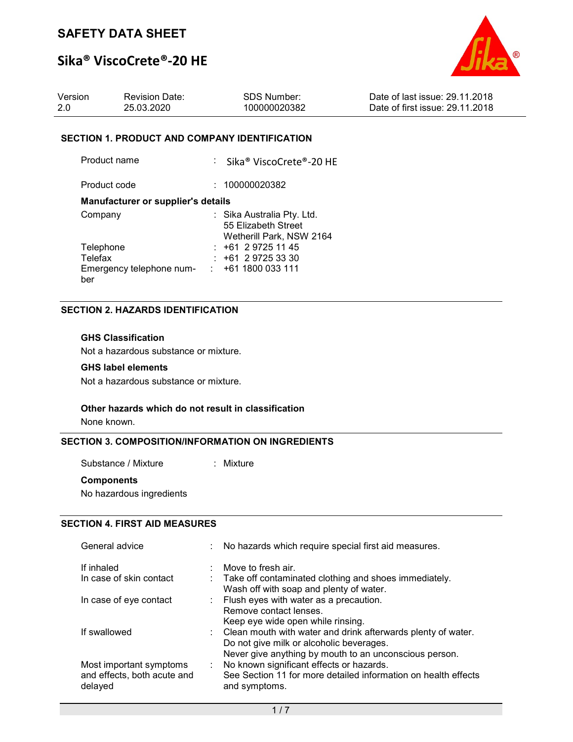# SAFETY DATA SHEET

# Sika® ViscoCrete®-20 HE

| Version | Revision Date: | SDS Number: | Date of last issue: 29.11.2018 |
|---|---|---|---|
| 2.0 | 25.03.2020 | 100000020382 | Date of first issue: 29.11.2018 |

## SECTION 1. PRODUCT AND COMPANY IDENTIFICATION

| | | |
|---|---|---|
| Product name | : | Sika® ViscoCrete®-20 HE |
| Product code | : | 100000020382 |

**Manufacturer or supplier's details**

| | | |
|---|---|---|
| Company | : | Sika Australia Pty. Ltd.<br>55 Elizabeth Street<br>Wetherill Park, NSW 2164 |
| Telephone | : | +61 2 9725 11 45 |
| Telefax | : | +61 2 9725 33 30 |
| Emergency telephone number | : | +61 1800 033 111 |

## SECTION 2. HAZARDS IDENTIFICATION

**GHS Classification**

Not a hazardous substance or mixture.

**GHS label elements**

Not a hazardous substance or mixture.

**Other hazards which do not result in classification**

None known.

## SECTION 3. COMPOSITION/INFORMATION ON INGREDIENTS

| | | |
|---|---|---|
| Substance / Mixture | : | Mixture |

**Components**

No hazardous ingredients

## SECTION 4. FIRST AID MEASURES

| | | |
|---|---|---|
| General advice | : | No hazards which require special first aid measures. |
| If inhaled | : | Move to fresh air. |
| In case of skin contact | : | Take off contaminated clothing and shoes immediately.<br>Wash off with soap and plenty of water. |
| In case of eye contact | : | Flush eyes with water as a precaution.<br>Remove contact lenses.<br>Keep eye wide open while rinsing. |
| If swallowed | : | Clean mouth with water and drink afterwards plenty of water.<br>Do not give milk or alcoholic beverages.<br>Never give anything by mouth to an unconscious person. |
| Most important symptoms and effects, both acute and delayed | : | No known significant effects or hazards.<br>See Section 11 for more detailed information on health effects and symptoms. |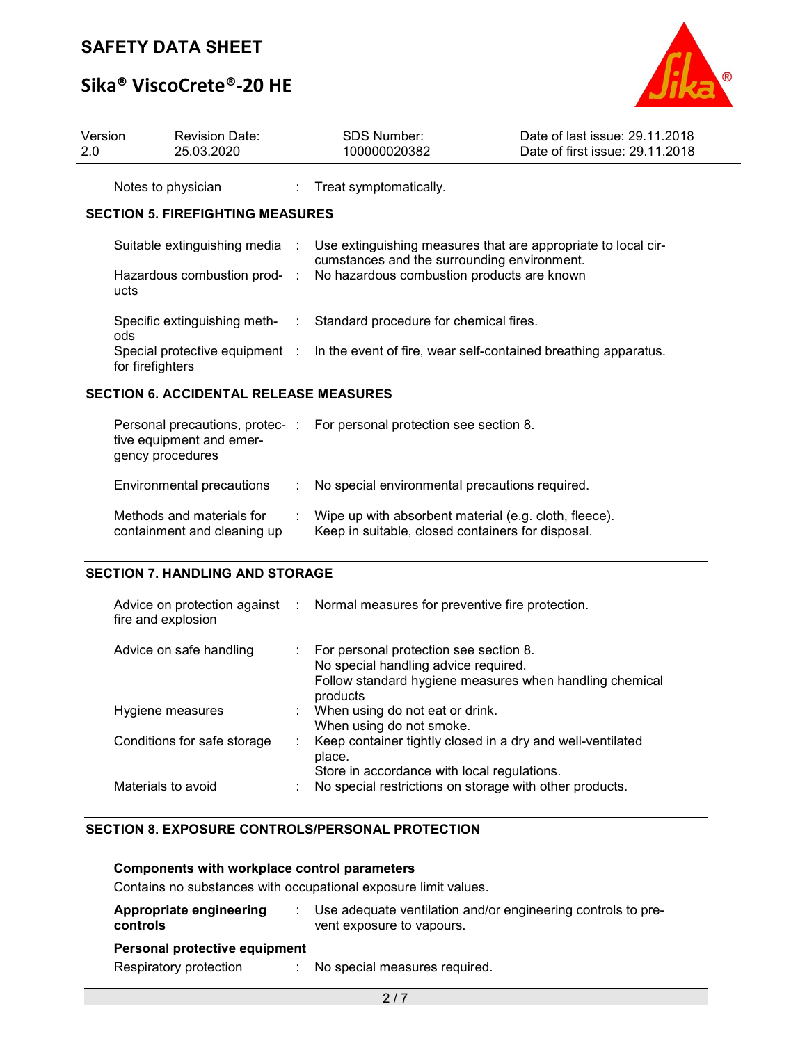| | | |
|---|---|---|
| Notes to physician | : | Treat symptomatically. |

## SECTION 5. FIREFIGHTING MEASURES

| | | |
|---|---|---|
| Suitable extinguishing media | : | Use extinguishing measures that are appropriate to local circumstances and the surrounding environment. |
| Hazardous combustion products | : | No hazardous combustion products are known |
| Specific extinguishing methods | : | Standard procedure for chemical fires. |
| Special protective equipment for firefighters | : | In the event of fire, wear self-contained breathing apparatus. |

## SECTION 6. ACCIDENTAL RELEASE MEASURES

| | | |
|---|---|---|
| Personal precautions, protective equipment and emergency procedures | : | For personal protection see section 8. |
| Environmental precautions | : | No special environmental precautions required. |
| Methods and materials for containment and cleaning up | : | Wipe up with absorbent material (e.g. cloth, fleece).<br>Keep in suitable, closed containers for disposal. |

## SECTION 7. HANDLING AND STORAGE

| | | |
|---|---|---|
| Advice on protection against fire and explosion | : | Normal measures for preventive fire protection. |
| Advice on safe handling | : | For personal protection see section 8.<br>No special handling advice required.<br>Follow standard hygiene measures when handling chemical products |
| Hygiene measures | : | When using do not eat or drink.<br>When using do not smoke. |
| Conditions for safe storage | : | Keep container tightly closed in a dry and well-ventilated place.<br>Store in accordance with local regulations. |
| Materials to avoid | : | No special restrictions on storage with other products. |

## SECTION 8. EXPOSURE CONTROLS/PERSONAL PROTECTION

**Components with workplace control parameters**

Contains no substances with occupational exposure limit values.

| | | |
|---|---|---|
| **Appropriate engineering controls** | : | Use adequate ventilation and/or engineering controls to prevent exposure to vapours. |

**Personal protective equipment**

| | | |
|---|---|---|
| Respiratory protection | : | No special measures required. |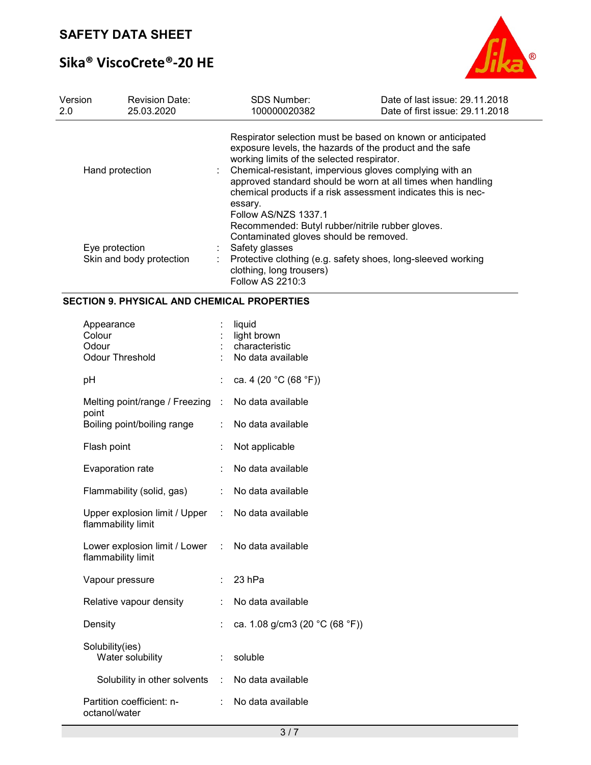| | | |
|---|---|---|
| | | Respirator selection must be based on known or anticipated exposure levels, the hazards of the product and the safe working limits of the selected respirator. |
| Hand protection | : | Chemical-resistant, impervious gloves complying with an approved standard should be worn at all times when handling chemical products if a risk assessment indicates this is necessary.<br>Follow AS/NZS 1337.1<br>Recommended: Butyl rubber/nitrile rubber gloves.<br>Contaminated gloves should be removed. |
| Eye protection | : | Safety glasses |
| Skin and body protection | : | Protective clothing (e.g. safety shoes, long-sleeved working clothing, long trousers)<br>Follow AS 2210:3 |

## SECTION 9. PHYSICAL AND CHEMICAL PROPERTIES

| | | |
|---|---|---|
| Appearance | : | liquid |
| Colour | : | light brown |
| Odour | : | characteristic |
| Odour Threshold | : | No data available |
| pH | : | ca. 4 (20 °C (68 °F)) |
| Melting point/range / Freezing point | : | No data available |
| Boiling point/boiling range | : | No data available |
| Flash point | : | Not applicable |
| Evaporation rate | : | No data available |
| Flammability (solid, gas) | : | No data available |
| Upper explosion limit / Upper flammability limit | : | No data available |
| Lower explosion limit / Lower flammability limit | : | No data available |
| Vapour pressure | : | 23 hPa |
| Relative vapour density | : | No data available |
| Density | : | ca. 1.08 g/cm3 (20 °C (68 °F)) |
| Solubility(ies) | | |
| Water solubility | : | soluble |
| Solubility in other solvents | : | No data available |
| Partition coefficient: n-octanol/water | : | No data available |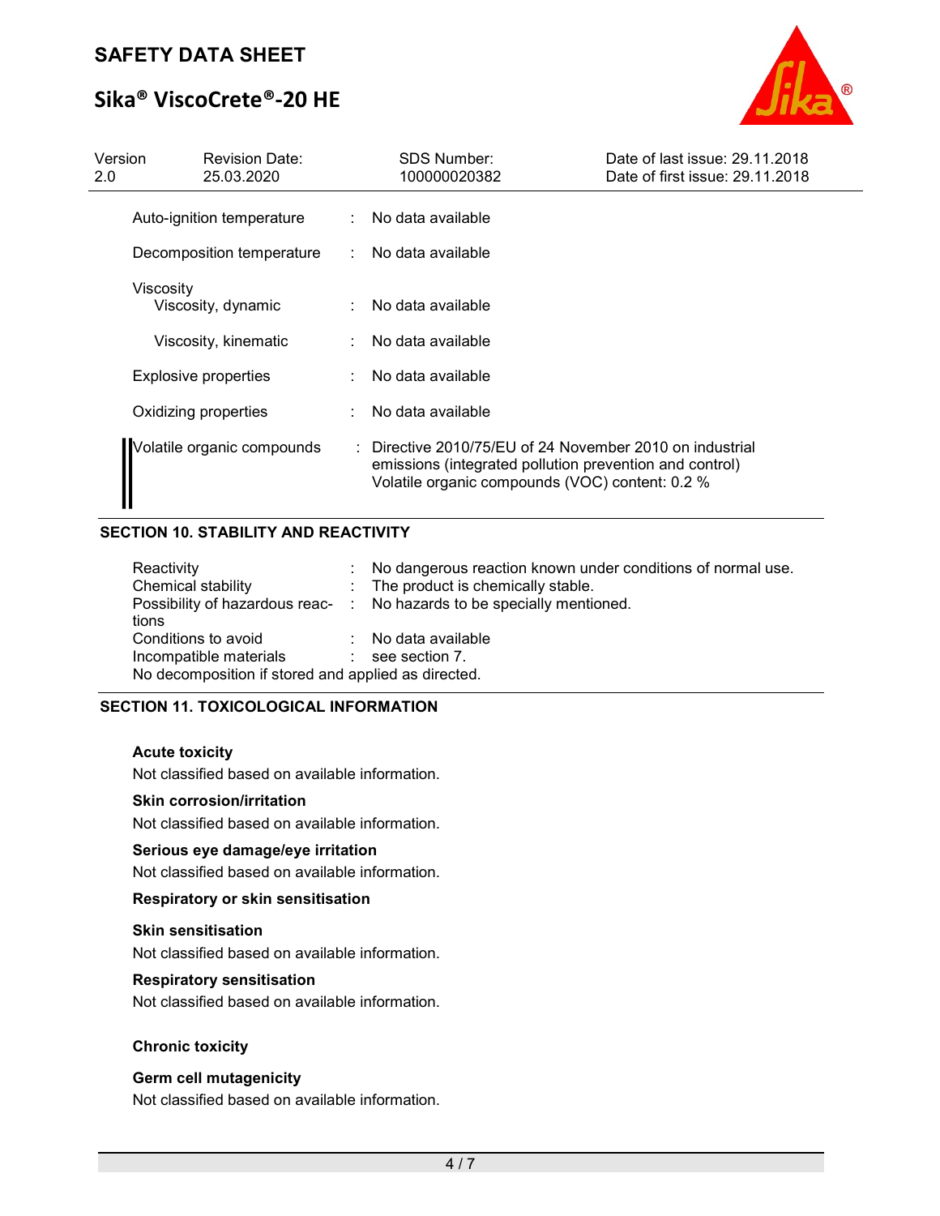| | | |
|---|---|---|
| Auto-ignition temperature | : | No data available |
| Decomposition temperature | : | No data available |
| Viscosity | | |
| Viscosity, dynamic | : | No data available |
| Viscosity, kinematic | : | No data available |
| Explosive properties | : | No data available |
| Oxidizing properties | : | No data available |
| Volatile organic compounds | : | Directive 2010/75/EU of 24 November 2010 on industrial emissions (integrated pollution prevention and control) Volatile organic compounds (VOC) content: 0.2 % |

## SECTION 10. STABILITY AND REACTIVITY

| | | |
|---|---|---|
| Reactivity | : | No dangerous reaction known under conditions of normal use. |
| Chemical stability | : | The product is chemically stable. |
| Possibility of hazardous reactions | : | No hazards to be specially mentioned. |
| Conditions to avoid | : | No data available |
| Incompatible materials | : | see section 7. |

No decomposition if stored and applied as directed.

## SECTION 11. TOXICOLOGICAL INFORMATION

**Acute toxicity**

Not classified based on available information.

**Skin corrosion/irritation**

Not classified based on available information.

**Serious eye damage/eye irritation**

Not classified based on available information.

**Respiratory or skin sensitisation**

**Skin sensitisation**

Not classified based on available information.

**Respiratory sensitisation**

Not classified based on available information.

**Chronic toxicity**

**Germ cell mutagenicity**

Not classified based on available information.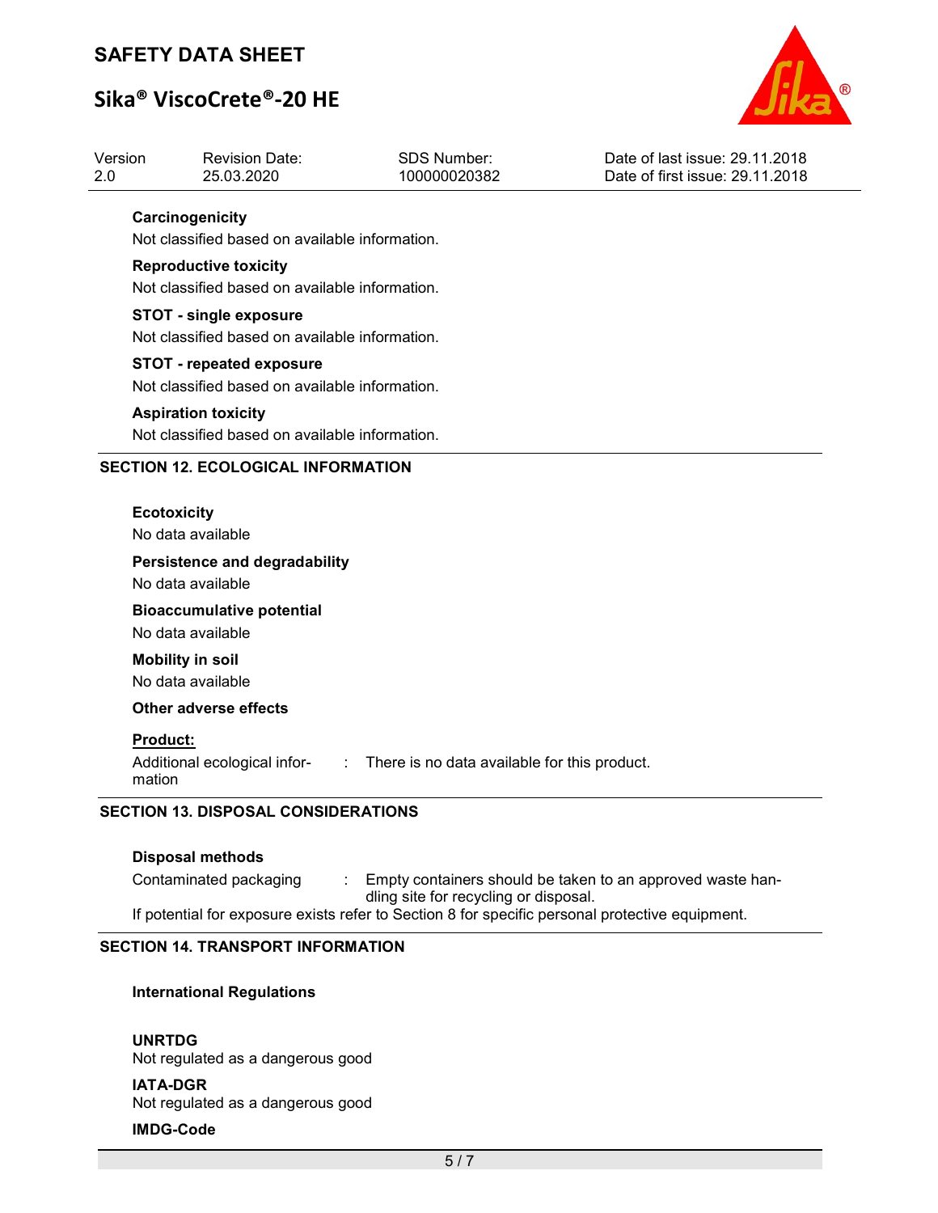**Carcinogenicity**

Not classified based on available information.

**Reproductive toxicity**

Not classified based on available information.

**STOT - single exposure**

Not classified based on available information.

**STOT - repeated exposure**

Not classified based on available information.

**Aspiration toxicity**

Not classified based on available information.

## SECTION 12. ECOLOGICAL INFORMATION

**Ecotoxicity**

No data available

**Persistence and degradability**

No data available

**Bioaccumulative potential**

No data available

**Mobility in soil**

No data available

**Other adverse effects**

**Product:**

Additional ecological information : There is no data available for this product.

## SECTION 13. DISPOSAL CONSIDERATIONS

**Disposal methods**

Contaminated packaging : Empty containers should be taken to an approved waste handling site for recycling or disposal.

If potential for exposure exists refer to Section 8 for specific personal protective equipment.

## SECTION 14. TRANSPORT INFORMATION

**International Regulations**

**UNRTDG**

Not regulated as a dangerous good

**IATA-DGR**

Not regulated as a dangerous good

**IMDG-Code**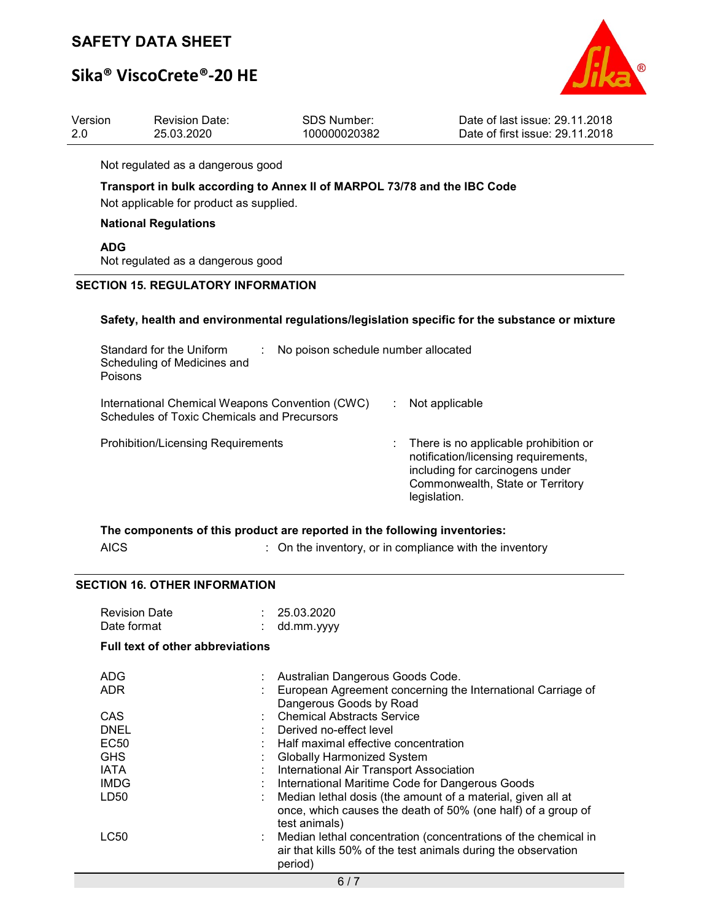Not regulated as a dangerous good

**Transport in bulk according to Annex II of MARPOL 73/78 and the IBC Code**

Not applicable for product as supplied.

**National Regulations**

**ADG**

Not regulated as a dangerous good

## SECTION 15. REGULATORY INFORMATION

**Safety, health and environmental regulations/legislation specific for the substance or mixture**

| | |
|---|---|
| Standard for the Uniform Scheduling of Medicines and Poisons | : No poison schedule number allocated |
| International Chemical Weapons Convention (CWC) Schedules of Toxic Chemicals and Precursors | : Not applicable |
| Prohibition/Licensing Requirements | : There is no applicable prohibition or notification/licensing requirements, including for carcinogens under Commonwealth, State or Territory legislation. |

**The components of this product are reported in the following inventories:**

| | |
|---|---|
| AICS | : On the inventory, or in compliance with the inventory |

## SECTION 16. OTHER INFORMATION

| | |
|---|---|
| Revision Date | : 25.03.2020 |
| Date format | : dd.mm.yyyy |

**Full text of other abbreviations**

| | |
|---|---|
| ADG | : Australian Dangerous Goods Code. |
| ADR | : European Agreement concerning the International Carriage of Dangerous Goods by Road |
| CAS | : Chemical Abstracts Service |
| DNEL | : Derived no-effect level |
| EC50 | : Half maximal effective concentration |
| GHS | : Globally Harmonized System |
| IATA | : International Air Transport Association |
| IMDG | : International Maritime Code for Dangerous Goods |
| LD50 | : Median lethal dosis (the amount of a material, given all at once, which causes the death of 50% (one half) of a group of test animals) |
| LC50 | : Median lethal concentration (concentrations of the chemical in air that kills 50% of the test animals during the observation period) |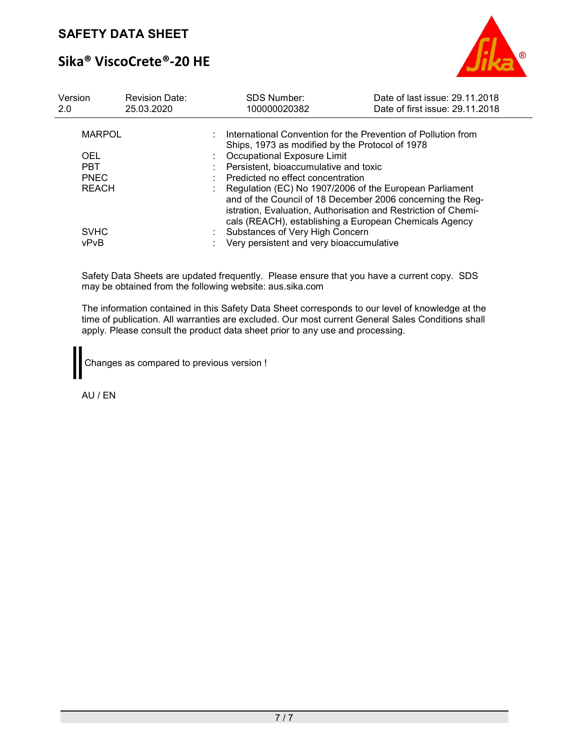| | | |
|---|---|---|
| MARPOL | : | International Convention for the Prevention of Pollution from Ships, 1973 as modified by the Protocol of 1978 |
| OEL | : | Occupational Exposure Limit |
| PBT | : | Persistent, bioaccumulative and toxic |
| PNEC | : | Predicted no effect concentration |
| REACH | : | Regulation (EC) No 1907/2006 of the European Parliament and of the Council of 18 December 2006 concerning the Registration, Evaluation, Authorisation and Restriction of Chemicals (REACH), establishing a European Chemicals Agency |
| SVHC | : | Substances of Very High Concern |
| vPvB | : | Very persistent and very bioaccumulative |

Safety Data Sheets are updated frequently. Please ensure that you have a current copy. SDS may be obtained from the following website: aus.sika.com

The information contained in this Safety Data Sheet corresponds to our level of knowledge at the time of publication. All warranties are excluded. Our most current General Sales Conditions shall apply. Please consult the product data sheet prior to any use and processing.

|| Changes as compared to previous version !

AU / EN